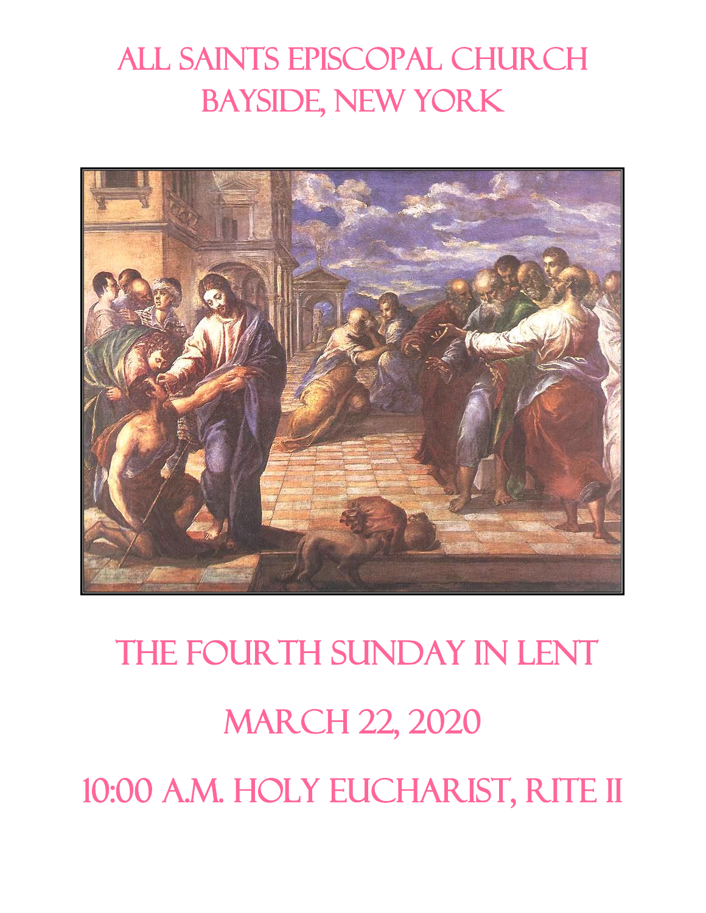# All Saints Episcopal Church
# Bayside, New York

# The Fourth Sunday in Lent

# March 22, 2020

# 10:00 A.M. Holy Eucharist, Rite II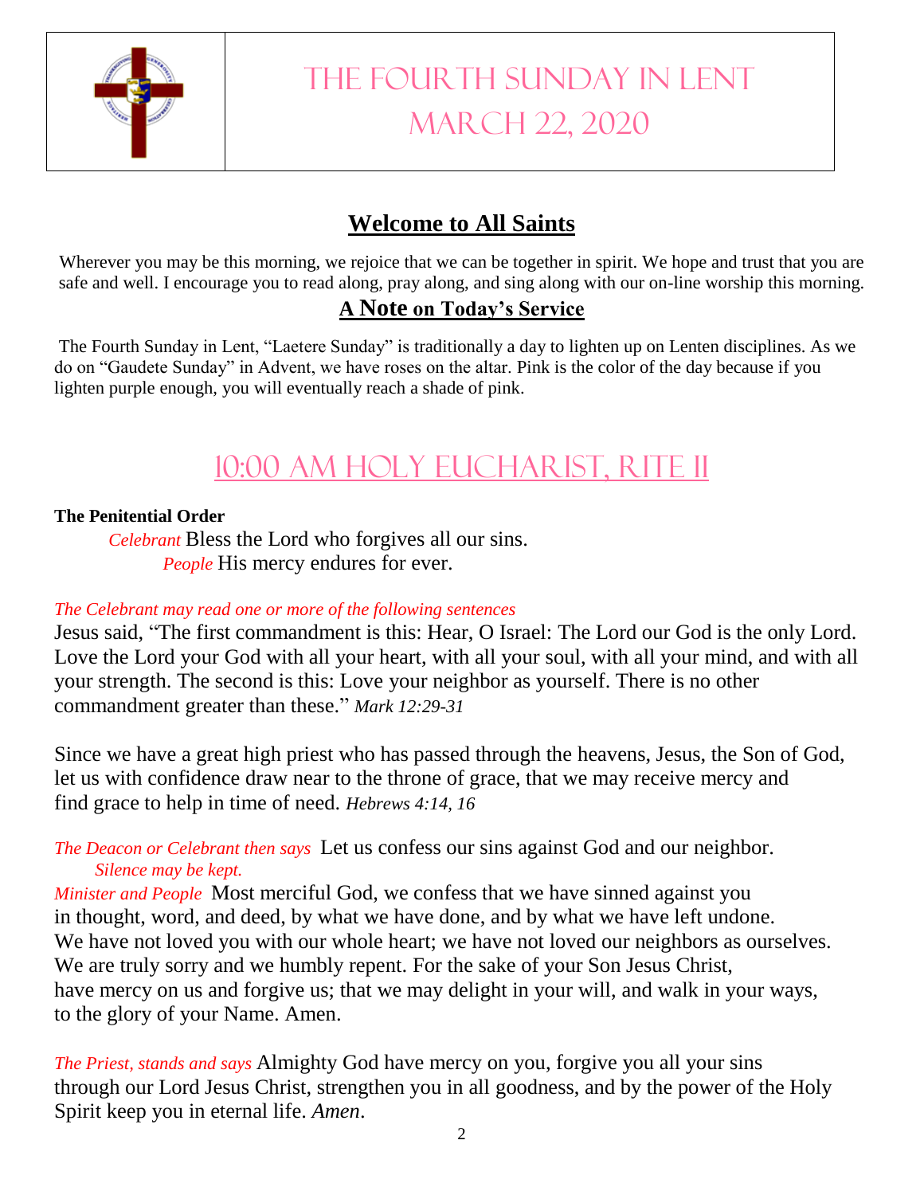# The Fourth Sunday in Lent
# March 22, 2020

## Welcome to All Saints

Wherever you may be this morning, we rejoice that we can be together in spirit. We hope and trust that you are safe and well. I encourage you to read along, pray along, and sing along with our on-line worship this morning.

## A Note on Today's Service

The Fourth Sunday in Lent, "Laetere Sunday" is traditionally a day to lighten up on Lenten disciplines. As we do on "Gaudete Sunday" in Advent, we have roses on the altar. Pink is the color of the day because if you lighten purple enough, you will eventually reach a shade of pink.

# 10:00 AM Holy Eucharist, Rite II

**The Penitential Order**

*Celebrant* Bless the Lord who forgives all our sins.
*People* His mercy endures for ever.

*The Celebrant may read one or more of the following sentences*

Jesus said, "The first commandment is this: Hear, O Israel: The Lord our God is the only Lord. Love the Lord your God with all your heart, with all your soul, with all your mind, and with all your strength. The second is this: Love your neighbor as yourself. There is no other commandment greater than these." *Mark 12:29-31*

Since we have a great high priest who has passed through the heavens, Jesus, the Son of God, let us with confidence draw near to the throne of grace, that we may receive mercy and find grace to help in time of need. *Hebrews 4:14, 16*

*The Deacon or Celebrant then says* Let us confess our sins against God and our neighbor.
*Silence may be kept.*

*Minister and People* Most merciful God, we confess that we have sinned against you in thought, word, and deed, by what we have done, and by what we have left undone. We have not loved you with our whole heart; we have not loved our neighbors as ourselves. We are truly sorry and we humbly repent. For the sake of your Son Jesus Christ, have mercy on us and forgive us; that we may delight in your will, and walk in your ways, to the glory of your Name. Amen.

*The Priest, stands and says* Almighty God have mercy on you, forgive you all your sins through our Lord Jesus Christ, strengthen you in all goodness, and by the power of the Holy Spirit keep you in eternal life. *Amen*.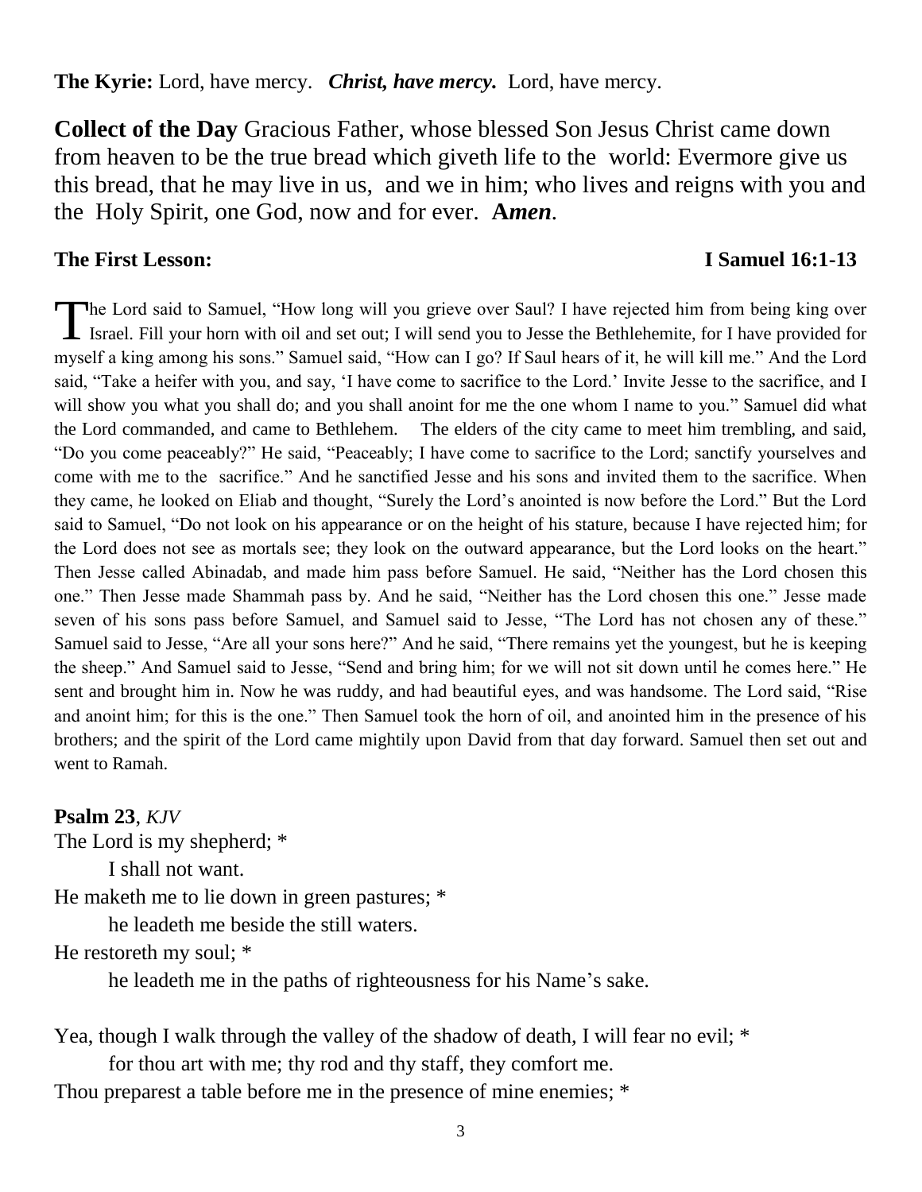**The Kyrie:** Lord, have mercy. ***Christ, have mercy.*** Lord, have mercy.

**Collect of the Day** Gracious Father, whose blessed Son Jesus Christ came down from heaven to be the true bread which giveth life to the world: Evermore give us this bread, that he may live in us, and we in him; who lives and reigns with you and the Holy Spirit, one God, now and for ever. **A*men*.**

**The First Lesson:** **I Samuel 16:1-13**

The Lord said to Samuel, "How long will you grieve over Saul? I have rejected him from being king over Israel. Fill your horn with oil and set out; I will send you to Jesse the Bethlehemite, for I have provided for myself a king among his sons." Samuel said, "How can I go? If Saul hears of it, he will kill me." And the Lord said, "Take a heifer with you, and say, 'I have come to sacrifice to the Lord.' Invite Jesse to the sacrifice, and I will show you what you shall do; and you shall anoint for me the one whom I name to you." Samuel did what the Lord commanded, and came to Bethlehem. The elders of the city came to meet him trembling, and said, "Do you come peaceably?" He said, "Peaceably; I have come to sacrifice to the Lord; sanctify yourselves and come with me to the sacrifice." And he sanctified Jesse and his sons and invited them to the sacrifice. When they came, he looked on Eliab and thought, "Surely the Lord's anointed is now before the Lord." But the Lord said to Samuel, "Do not look on his appearance or on the height of his stature, because I have rejected him; for the Lord does not see as mortals see; they look on the outward appearance, but the Lord looks on the heart." Then Jesse called Abinadab, and made him pass before Samuel. He said, "Neither has the Lord chosen this one." Then Jesse made Shammah pass by. And he said, "Neither has the Lord chosen this one." Jesse made seven of his sons pass before Samuel, and Samuel said to Jesse, "The Lord has not chosen any of these." Samuel said to Jesse, "Are all your sons here?" And he said, "There remains yet the youngest, but he is keeping the sheep." And Samuel said to Jesse, "Send and bring him; for we will not sit down until he comes here." He sent and brought him in. Now he was ruddy, and had beautiful eyes, and was handsome. The Lord said, "Rise and anoint him; for this is the one." Then Samuel took the horn of oil, and anointed him in the presence of his brothers; and the spirit of the Lord came mightily upon David from that day forward. Samuel then set out and went to Ramah.

**Psalm 23**, *KJV*

The Lord is my shepherd; *
 I shall not want.
He maketh me to lie down in green pastures; *
 he leadeth me beside the still waters.
He restoreth my soul; *
 he leadeth me in the paths of righteousness for his Name's sake.

Yea, though I walk through the valley of the shadow of death, I will fear no evil; *
 for thou art with me; thy rod and thy staff, they comfort me.
Thou preparest a table before me in the presence of mine enemies; *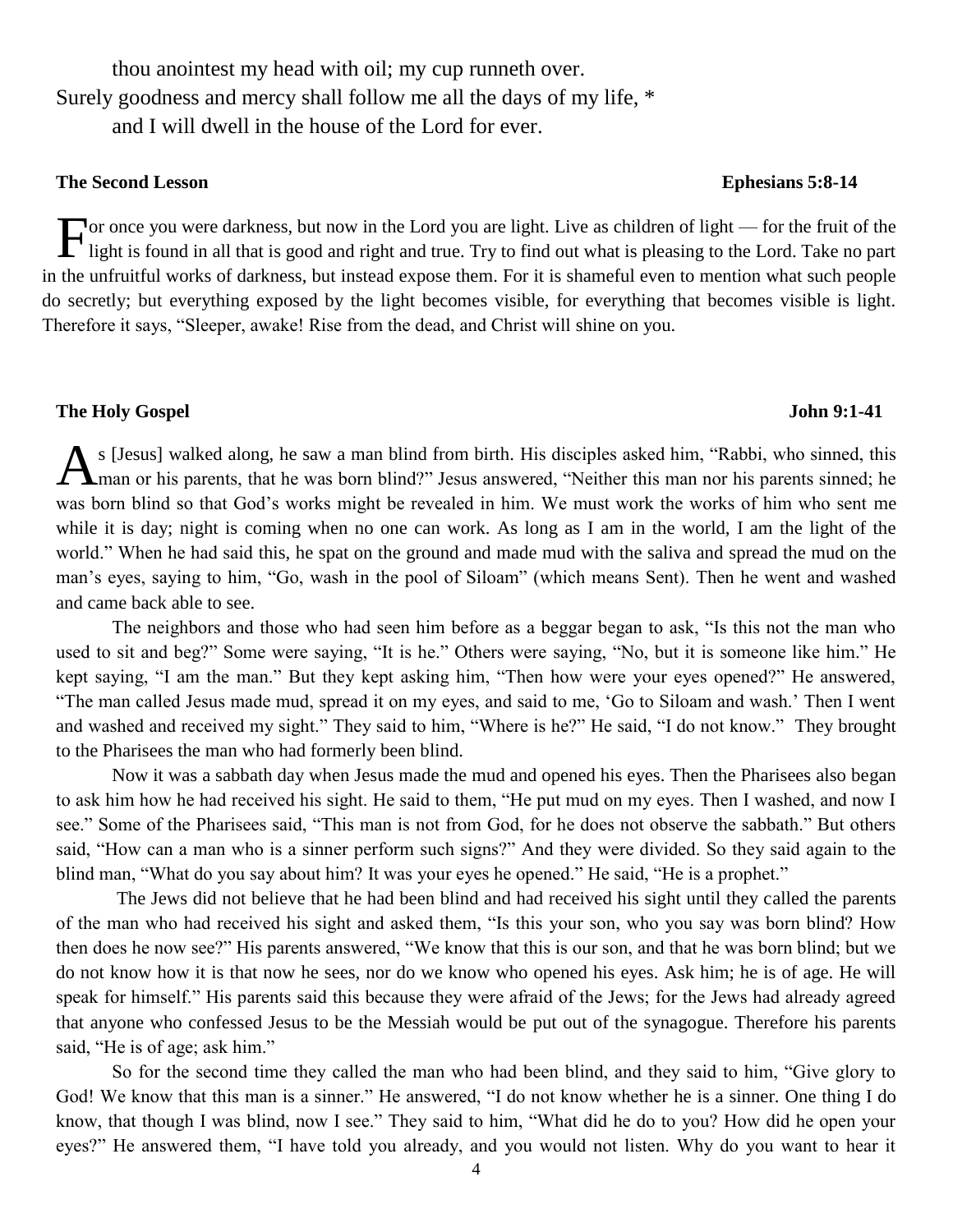thou anointest my head with oil; my cup runneth over.
Surely goodness and mercy shall follow me all the days of my life, *
and I will dwell in the house of the Lord for ever.

**The Second Lesson** **Ephesians 5:8-14**

For once you were darkness, but now in the Lord you are light. Live as children of light — for the fruit of the light is found in all that is good and right and true. Try to find out what is pleasing to the Lord. Take no part in the unfruitful works of darkness, but instead expose them. For it is shameful even to mention what such people do secretly; but everything exposed by the light becomes visible, for everything that becomes visible is light. Therefore it says, "Sleeper, awake! Rise from the dead, and Christ will shine on you.

**The Holy Gospel** **John 9:1-41**

As [Jesus] walked along, he saw a man blind from birth. His disciples asked him, "Rabbi, who sinned, this man or his parents, that he was born blind?" Jesus answered, "Neither this man nor his parents sinned; he was born blind so that God's works might be revealed in him. We must work the works of him who sent me while it is day; night is coming when no one can work. As long as I am in the world, I am the light of the world." When he had said this, he spat on the ground and made mud with the saliva and spread the mud on the man's eyes, saying to him, "Go, wash in the pool of Siloam" (which means Sent). Then he went and washed and came back able to see.

The neighbors and those who had seen him before as a beggar began to ask, "Is this not the man who used to sit and beg?" Some were saying, "It is he." Others were saying, "No, but it is someone like him." He kept saying, "I am the man." But they kept asking him, "Then how were your eyes opened?" He answered, "The man called Jesus made mud, spread it on my eyes, and said to me, 'Go to Siloam and wash.' Then I went and washed and received my sight." They said to him, "Where is he?" He said, "I do not know." They brought to the Pharisees the man who had formerly been blind.

Now it was a sabbath day when Jesus made the mud and opened his eyes. Then the Pharisees also began to ask him how he had received his sight. He said to them, "He put mud on my eyes. Then I washed, and now I see." Some of the Pharisees said, "This man is not from God, for he does not observe the sabbath." But others said, "How can a man who is a sinner perform such signs?" And they were divided. So they said again to the blind man, "What do you say about him? It was your eyes he opened." He said, "He is a prophet."

The Jews did not believe that he had been blind and had received his sight until they called the parents of the man who had received his sight and asked them, "Is this your son, who you say was born blind? How then does he now see?" His parents answered, "We know that this is our son, and that he was born blind; but we do not know how it is that now he sees, nor do we know who opened his eyes. Ask him; he is of age. He will speak for himself." His parents said this because they were afraid of the Jews; for the Jews had already agreed that anyone who confessed Jesus to be the Messiah would be put out of the synagogue. Therefore his parents said, "He is of age; ask him."

So for the second time they called the man who had been blind, and they said to him, "Give glory to God! We know that this man is a sinner." He answered, "I do not know whether he is a sinner. One thing I do know, that though I was blind, now I see." They said to him, "What did he do to you? How did he open your eyes?" He answered them, "I have told you already, and you would not listen. Why do you want to hear it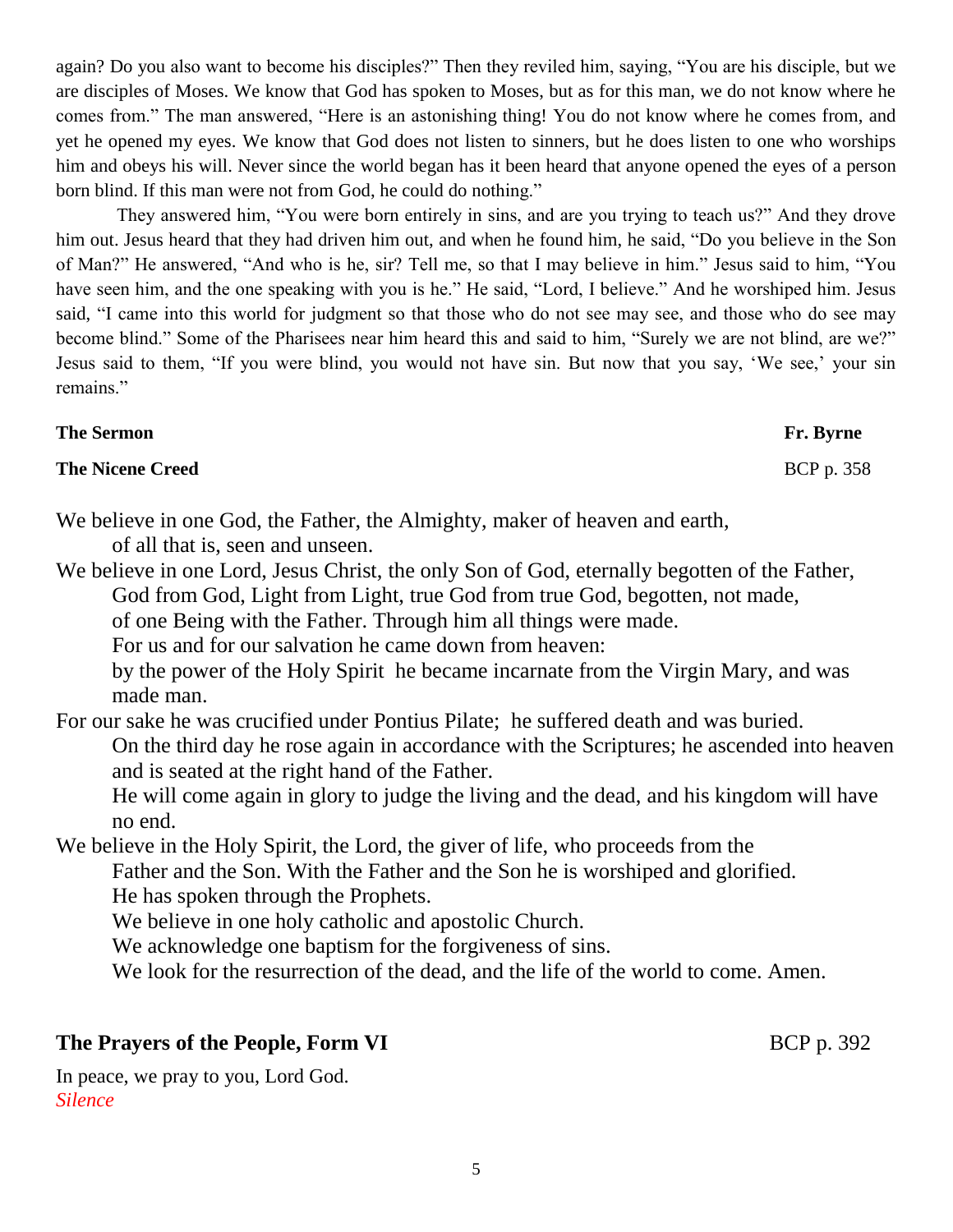again? Do you also want to become his disciples?" Then they reviled him, saying, "You are his disciple, but we are disciples of Moses. We know that God has spoken to Moses, but as for this man, we do not know where he comes from." The man answered, "Here is an astonishing thing! You do not know where he comes from, and yet he opened my eyes. We know that God does not listen to sinners, but he does listen to one who worships him and obeys his will. Never since the world began has it been heard that anyone opened the eyes of a person born blind. If this man were not from God, he could do nothing."

They answered him, "You were born entirely in sins, and are you trying to teach us?" And they drove him out. Jesus heard that they had driven him out, and when he found him, he said, "Do you believe in the Son of Man?" He answered, "And who is he, sir? Tell me, so that I may believe in him." Jesus said to him, "You have seen him, and the one speaking with you is he." He said, "Lord, I believe." And he worshiped him. Jesus said, "I came into this world for judgment so that those who do not see may see, and those who do see may become blind." Some of the Pharisees near him heard this and said to him, "Surely we are not blind, are we?" Jesus said to them, "If you were blind, you would not have sin. But now that you say, 'We see,' your sin remains."

**The Sermon** **Fr. Byrne**

**The Nicene Creed** BCP p. 358

We believe in one God, the Father, the Almighty, maker of heaven and earth,
of all that is, seen and unseen.
We believe in one Lord, Jesus Christ, the only Son of God, eternally begotten of the Father,
God from God, Light from Light, true God from true God, begotten, not made,
of one Being with the Father. Through him all things were made.
For us and for our salvation he came down from heaven:
by the power of the Holy Spirit he became incarnate from the Virgin Mary, and was made man.
For our sake he was crucified under Pontius Pilate; he suffered death and was buried.
On the third day he rose again in accordance with the Scriptures; he ascended into heaven and is seated at the right hand of the Father.
He will come again in glory to judge the living and the dead, and his kingdom will have no end.
We believe in the Holy Spirit, the Lord, the giver of life, who proceeds from the
Father and the Son. With the Father and the Son he is worshiped and glorified.
He has spoken through the Prophets.
We believe in one holy catholic and apostolic Church.
We acknowledge one baptism for the forgiveness of sins.
We look for the resurrection of the dead, and the life of the world to come. Amen.

## The Prayers of the People, Form VI BCP p. 392

In peace, we pray to you, Lord God.
*Silence*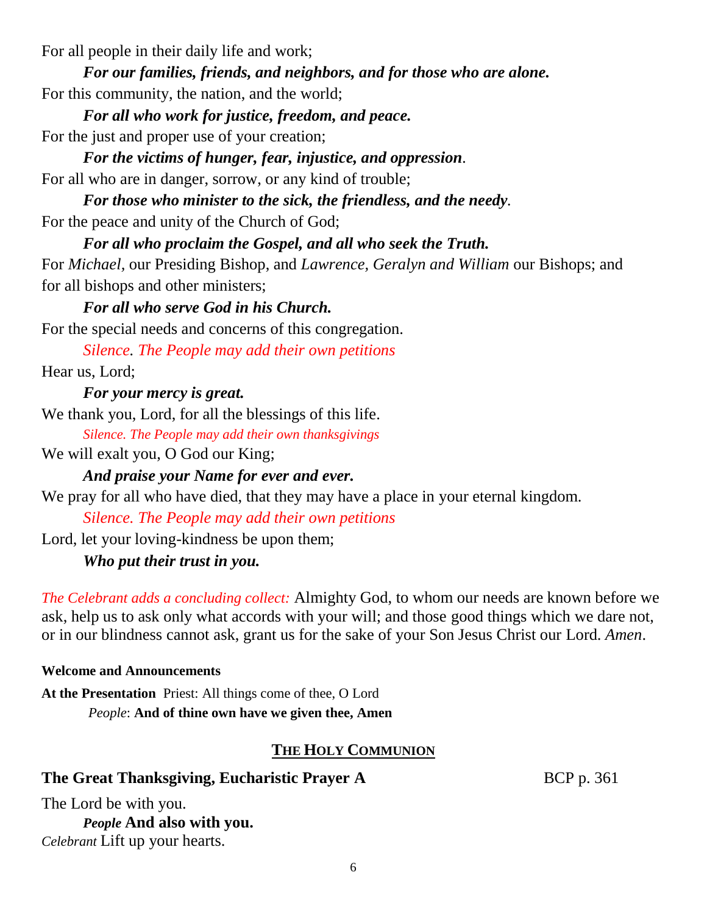For all people in their daily life and work;

***For our families, friends, and neighbors, and for those who are alone.***

For this community, the nation, and the world;

***For all who work for justice, freedom, and peace.***

For the just and proper use of your creation;

***For the victims of hunger, fear, injustice, and oppression***.

For all who are in danger, sorrow, or any kind of trouble;

***For those who minister to the sick, the friendless, and the needy***.

For the peace and unity of the Church of God;

***For all who proclaim the Gospel, and all who seek the Truth.***

For *Michael,* our Presiding Bishop, and *Lawrence, Geralyn and William* our Bishops; and for all bishops and other ministers;

***For all who serve God in his Church.***

For the special needs and concerns of this congregation.

*Silence. The People may add their own petitions*

Hear us, Lord;

***For your mercy is great.***

We thank you, Lord, for all the blessings of this life.

*Silence. The People may add their own thanksgivings*

We will exalt you, O God our King;

***And praise your Name for ever and ever.***

We pray for all who have died, that they may have a place in your eternal kingdom.

*Silence. The People may add their own petitions*

Lord, let your loving-kindness be upon them;

***Who put their trust in you.***

*The Celebrant adds a concluding collect:* Almighty God, to whom our needs are known before we ask, help us to ask only what accords with your will; and those good things which we dare not, or in our blindness cannot ask, grant us for the sake of your Son Jesus Christ our Lord. *Amen*.

**Welcome and Announcements**

**At the Presentation** Priest: All things come of thee, O Lord

*People*: **And of thine own have we given thee, Amen**

## THE HOLY COMMUNION

**The Great Thanksgiving, Eucharistic Prayer A** BCP p. 361

The Lord be with you.

*People* **And also with you.**

*Celebrant* Lift up your hearts.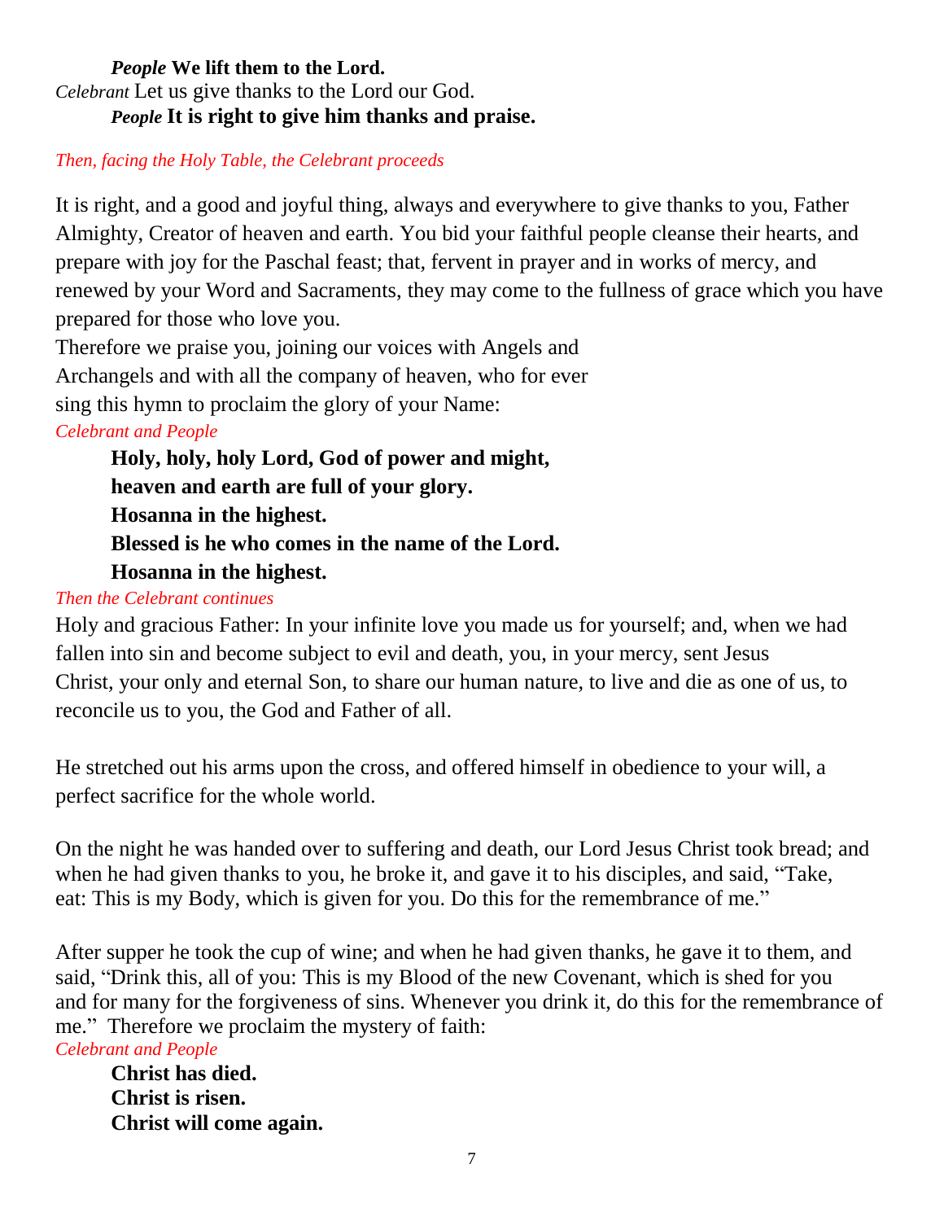*People* **We lift them to the Lord.**

*Celebrant* Let us give thanks to the Lord our God.

*People* **It is right to give him thanks and praise.**

*Then, facing the Holy Table, the Celebrant proceeds*

It is right, and a good and joyful thing, always and everywhere to give thanks to you, Father Almighty, Creator of heaven and earth. You bid your faithful people cleanse their hearts, and prepare with joy for the Paschal feast; that, fervent in prayer and in works of mercy, and renewed by your Word and Sacraments, they may come to the fullness of grace which you have prepared for those who love you.

Therefore we praise you, joining our voices with Angels and Archangels and with all the company of heaven, who for ever sing this hymn to proclaim the glory of your Name:

*Celebrant and People*

**Holy, holy, holy Lord, God of power and might,**
**heaven and earth are full of your glory.**
**Hosanna in the highest.**
**Blessed is he who comes in the name of the Lord.**
**Hosanna in the highest.**

*Then the Celebrant continues*

Holy and gracious Father: In your infinite love you made us for yourself; and, when we had fallen into sin and become subject to evil and death, you, in your mercy, sent Jesus Christ, your only and eternal Son, to share our human nature, to live and die as one of us, to reconcile us to you, the God and Father of all.

He stretched out his arms upon the cross, and offered himself in obedience to your will, a perfect sacrifice for the whole world.

On the night he was handed over to suffering and death, our Lord Jesus Christ took bread; and when he had given thanks to you, he broke it, and gave it to his disciples, and said, "Take, eat: This is my Body, which is given for you. Do this for the remembrance of me."

After supper he took the cup of wine; and when he had given thanks, he gave it to them, and said, "Drink this, all of you: This is my Blood of the new Covenant, which is shed for you and for many for the forgiveness of sins. Whenever you drink it, do this for the remembrance of me." Therefore we proclaim the mystery of faith:

*Celebrant and People*

**Christ has died.**
**Christ is risen.**
**Christ will come again.**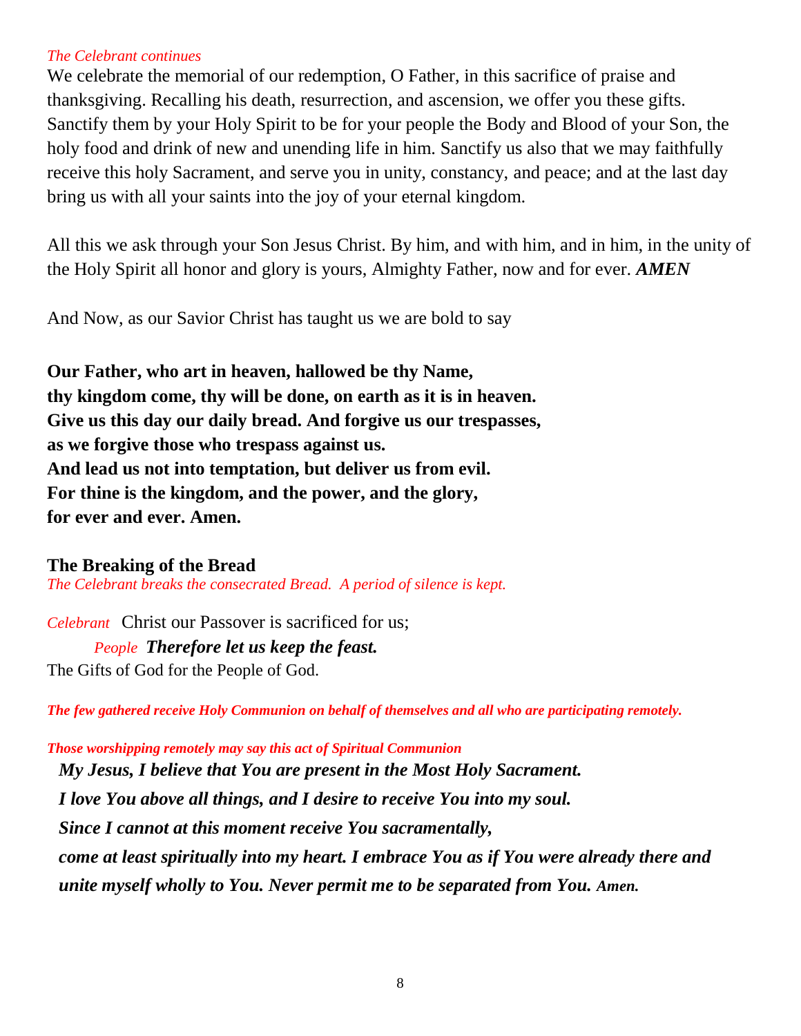*The Celebrant continues*

We celebrate the memorial of our redemption, O Father, in this sacrifice of praise and thanksgiving. Recalling his death, resurrection, and ascension, we offer you these gifts. Sanctify them by your Holy Spirit to be for your people the Body and Blood of your Son, the holy food and drink of new and unending life in him. Sanctify us also that we may faithfully receive this holy Sacrament, and serve you in unity, constancy, and peace; and at the last day bring us with all your saints into the joy of your eternal kingdom.

All this we ask through your Son Jesus Christ. By him, and with him, and in him, in the unity of the Holy Spirit all honor and glory is yours, Almighty Father, now and for ever. ***AMEN***

And Now, as our Savior Christ has taught us we are bold to say

**Our Father, who art in heaven, hallowed be thy Name,**
**thy kingdom come, thy will be done, on earth as it is in heaven.**
**Give us this day our daily bread. And forgive us our trespasses,**
**as we forgive those who trespass against us.**
**And lead us not into temptation, but deliver us from evil.**
**For thine is the kingdom, and the power, and the glory,**
**for ever and ever. Amen.**

## The Breaking of the Bread

*The Celebrant breaks the consecrated Bread. A period of silence is kept.*

*Celebrant* Christ our Passover is sacrificed for us;
*People* ***Therefore let us keep the feast.***
The Gifts of God for the People of God.

***The few gathered receive Holy Communion on behalf of themselves and all who are participating remotely.***

***Those worshipping remotely may say this act of Spiritual Communion***

***My Jesus, I believe that You are present in the Most Holy Sacrament.***
***I love You above all things, and I desire to receive You into my soul.***
***Since I cannot at this moment receive You sacramentally,***
***come at least spiritually into my heart. I embrace You as if You were already there and unite myself wholly to You. Never permit me to be separated from You. Amen.***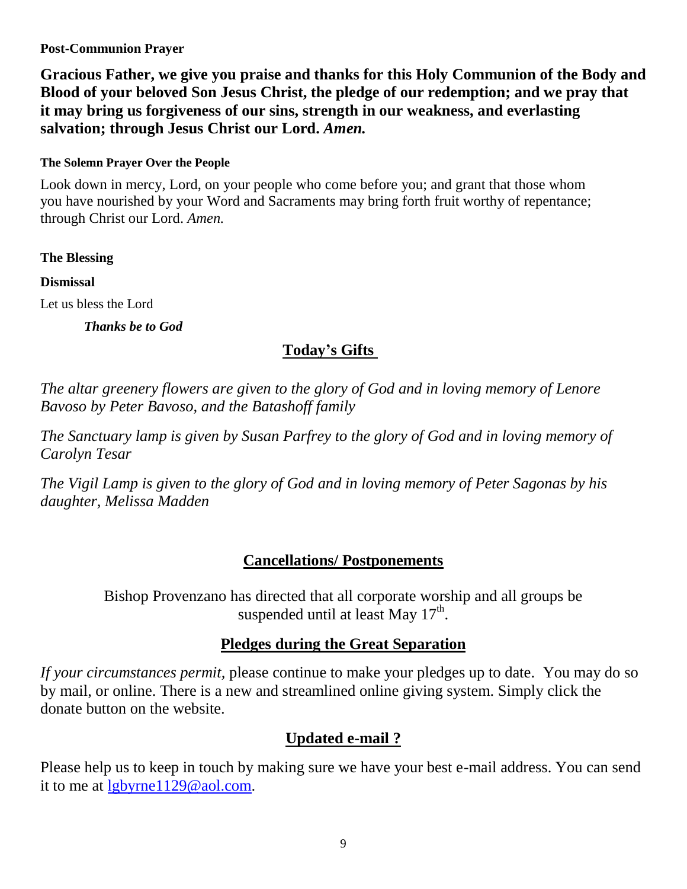**Post-Communion Prayer**

**Gracious Father, we give you praise and thanks for this Holy Communion of the Body and Blood of your beloved Son Jesus Christ, the pledge of our redemption; and we pray that it may bring us forgiveness of our sins, strength in our weakness, and everlasting salvation; through Jesus Christ our Lord.** ***Amen.***

**The Solemn Prayer Over the People**

Look down in mercy, Lord, on your people who come before you; and grant that those whom you have nourished by your Word and Sacraments may bring forth fruit worthy of repentance; through Christ our Lord. *Amen.*

**The Blessing**

**Dismissal**

Let us bless the Lord

***Thanks be to God***

## Today's Gifts

*The altar greenery flowers are given to the glory of God and in loving memory of Lenore Bavoso by Peter Bavoso, and the Batashoff family*

*The Sanctuary lamp is given by Susan Parfrey to the glory of God and in loving memory of Carolyn Tesar*

*The Vigil Lamp is given to the glory of God and in loving memory of Peter Sagonas by his daughter, Melissa Madden*

## Cancellations/ Postponements

Bishop Provenzano has directed that all corporate worship and all groups be suspended until at least May 17th.

## Pledges during the Great Separation

*If your circumstances permit,* please continue to make your pledges up to date. You may do so by mail, or online. There is a new and streamlined online giving system. Simply click the donate button on the website.

## Updated e-mail ?

Please help us to keep in touch by making sure we have your best e-mail address. You can send it to me at lgbyrne1129@aol.com.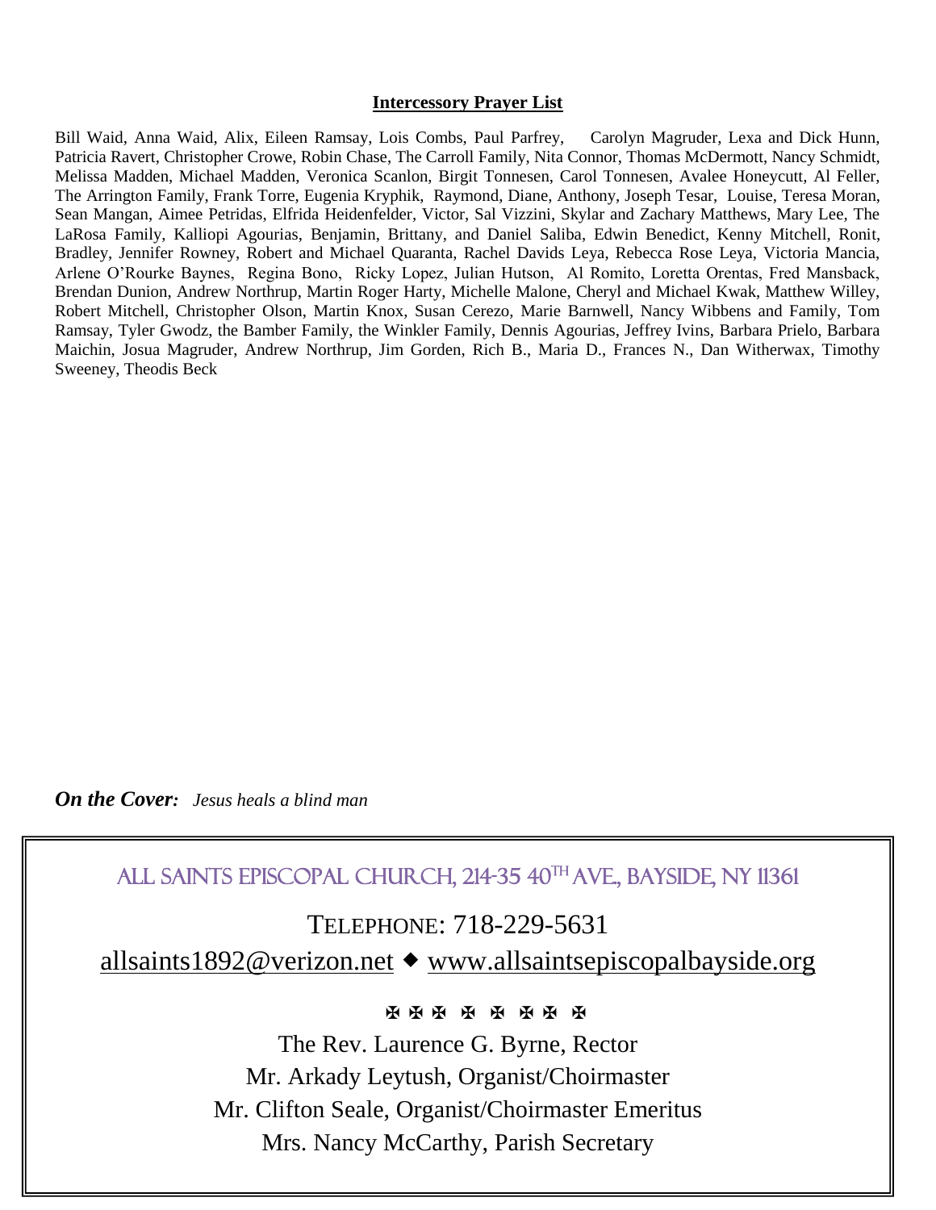**Intercessory Prayer List**

Bill Waid, Anna Waid, Alix, Eileen Ramsay, Lois Combs, Paul Parfrey, Carolyn Magruder, Lexa and Dick Hunn, Patricia Ravert, Christopher Crowe, Robin Chase, The Carroll Family, Nita Connor, Thomas McDermott, Nancy Schmidt, Melissa Madden, Michael Madden, Veronica Scanlon, Birgit Tonnesen, Carol Tonnesen, Avalee Honeycutt, Al Feller, The Arrington Family, Frank Torre, Eugenia Kryphik, Raymond, Diane, Anthony, Joseph Tesar, Louise, Teresa Moran, Sean Mangan, Aimee Petridas, Elfrida Heidenfelder, Victor, Sal Vizzini, Skylar and Zachary Matthews, Mary Lee, The LaRosa Family, Kalliopi Agourias, Benjamin, Brittany, and Daniel Saliba, Edwin Benedict, Kenny Mitchell, Ronit, Bradley, Jennifer Rowney, Robert and Michael Quaranta, Rachel Davids Leya, Rebecca Rose Leya, Victoria Mancia, Arlene O'Rourke Baynes, Regina Bono, Ricky Lopez, Julian Hutson, Al Romito, Loretta Orentas, Fred Mansback, Brendan Dunion, Andrew Northrup, Martin Roger Harty, Michelle Malone, Cheryl and Michael Kwak, Matthew Willey, Robert Mitchell, Christopher Olson, Martin Knox, Susan Cerezo, Marie Barnwell, Nancy Wibbens and Family, Tom Ramsay, Tyler Gwodz, the Bamber Family, the Winkler Family, Dennis Agourias, Jeffrey Ivins, Barbara Prielo, Barbara Maichin, Josua Magruder, Andrew Northrup, Jim Gorden, Rich B., Maria D., Frances N., Dan Witherwax, Timothy Sweeney, Theodis Beck

***On the Cover:*** *Jesus heals a blind man*

ALL SAINTS EPISCOPAL CHURCH, 214-35 40TH AVE., BAYSIDE, NY 11361

TELEPHONE: 718-229-5631

allsaints1892@verizon.net ◆ www.allsaintsepiscopalbayside.org

✠ ✠ ✠ ✠ ✠ ✠ ✠ ✠

The Rev. Laurence G. Byrne, Rector

Mr. Arkady Leytush, Organist/Choirmaster

Mr. Clifton Seale, Organist/Choirmaster Emeritus

Mrs. Nancy McCarthy, Parish Secretary